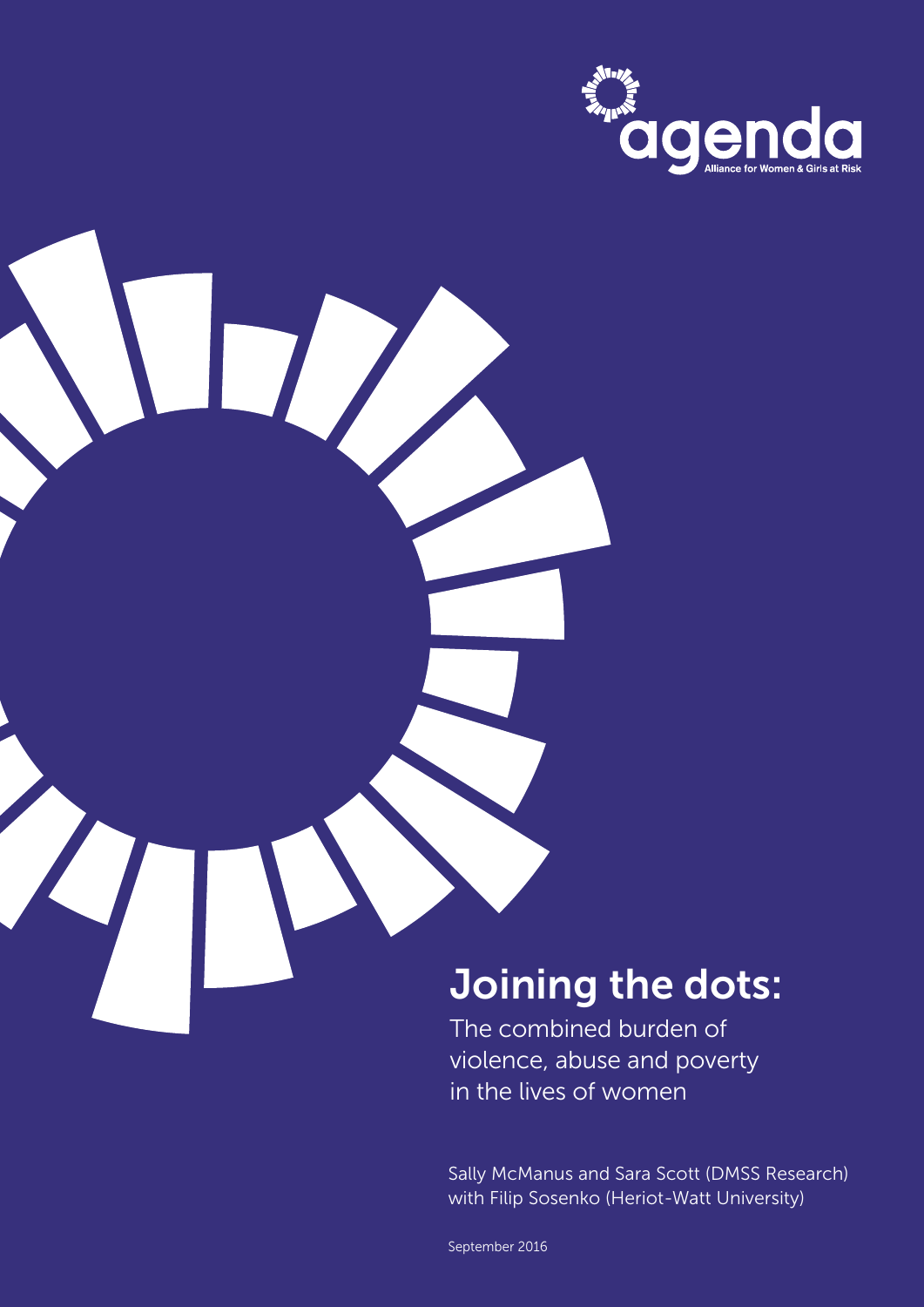agenda

Alliance for Women & Girls at Risk

# Joining the dots:

The combined burden of violence, abuse and poverty in the lives of women

Sally McManus and Sara Scott (DMSS Research) with Filip Sosenko (Heriot-Watt University)

September 2016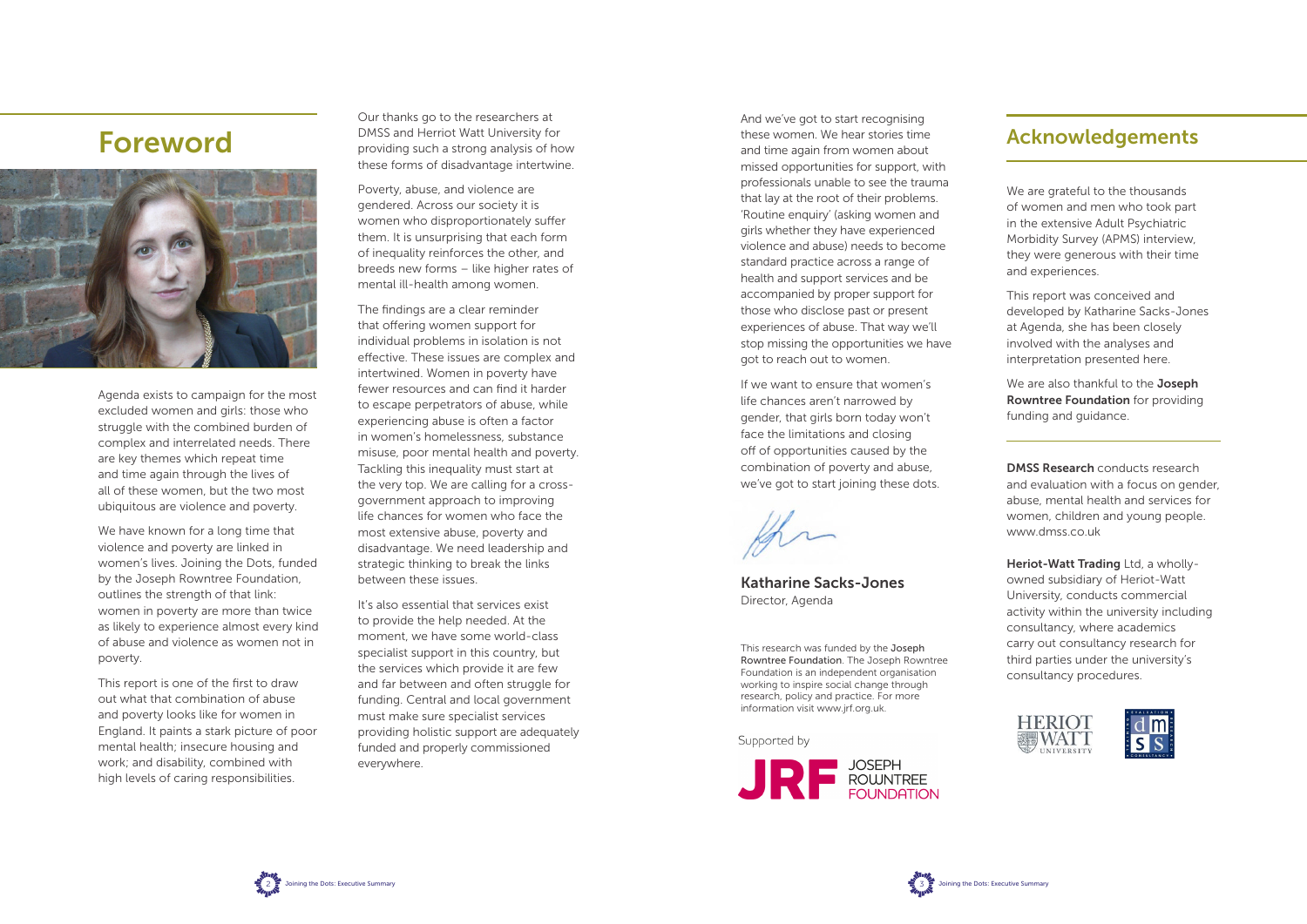# Foreword

Agenda exists to campaign for the most excluded women and girls: those who struggle with the combined burden of complex and interrelated needs. There are key themes which repeat time and time again through the lives of all of these women, but the two most ubiquitous are violence and poverty.

We have known for a long time that violence and poverty are linked in women's lives. Joining the Dots, funded by the Joseph Rowntree Foundation, outlines the strength of that link: women in poverty are more than twice as likely to experience almost every kind of abuse and violence as women not in poverty.

This report is one of the first to draw out what that combination of abuse and poverty looks like for women in England. It paints a stark picture of poor mental health; insecure housing and work; and disability, combined with high levels of caring responsibilities.

Our thanks go to the researchers at DMSS and Herriot Watt University for providing such a strong analysis of how these forms of disadvantage intertwine.

Poverty, abuse, and violence are gendered. Across our society it is women who disproportionately suffer them. It is unsurprising that each form of inequality reinforces the other, and breeds new forms – like higher rates of mental ill-health among women.

The findings are a clear reminder that offering women support for individual problems in isolation is not effective. These issues are complex and intertwined. Women in poverty have fewer resources and can find it harder to escape perpetrators of abuse, while experiencing abuse is often a factor in women's homelessness, substance misuse, poor mental health and poverty. Tackling this inequality must start at the very top. We are calling for a cross-government approach to improving life chances for women who face the most extensive abuse, poverty and disadvantage. We need leadership and strategic thinking to break the links between these issues.

It's also essential that services exist to provide the help needed. At the moment, we have some world-class specialist support in this country, but the services which provide it are few and far between and often struggle for funding. Central and local government must make sure specialist services providing holistic support are adequately funded and properly commissioned everywhere.

And we've got to start recognising these women. We hear stories time and time again from women about missed opportunities for support, with professionals unable to see the trauma that lay at the root of their problems. 'Routine enquiry' (asking women and girls whether they have experienced violence and abuse) needs to become standard practice across a range of health and support services and be accompanied by proper support for those who disclose past or present experiences of abuse. That way we'll stop missing the opportunities we have got to reach out to women.

If we want to ensure that women's life chances aren't narrowed by gender, that girls born today won't face the limitations and closing off of opportunities caused by the combination of poverty and abuse, we've got to start joining these dots.

**Katharine Sacks-Jones**
Director, Agenda

This research was funded by the **Joseph Rowntree Foundation**. The Joseph Rowntree Foundation is an independent organisation working to inspire social change through research, policy and practice. For more information visit www.jrf.org.uk.

Supported by JRF Joseph Rowntree Foundation

# Acknowledgements

We are grateful to the thousands of women and men who took part in the extensive Adult Psychiatric Morbidity Survey (APMS) interview, they were generous with their time and experiences.

This report was conceived and developed by Katharine Sacks-Jones at Agenda, she has been closely involved with the analyses and interpretation presented here.

We are also thankful to the **Joseph Rowntree Foundation** for providing funding and guidance.

**DMSS Research** conducts research and evaluation with a focus on gender, abuse, mental health and services for women, children and young people. www.dmss.co.uk

**Heriot-Watt Trading** Ltd, a wholly-owned subsidiary of Heriot-Watt University, conducts commercial activity within the university including consultancy, where academics carry out consultancy research for third parties under the university's consultancy procedures.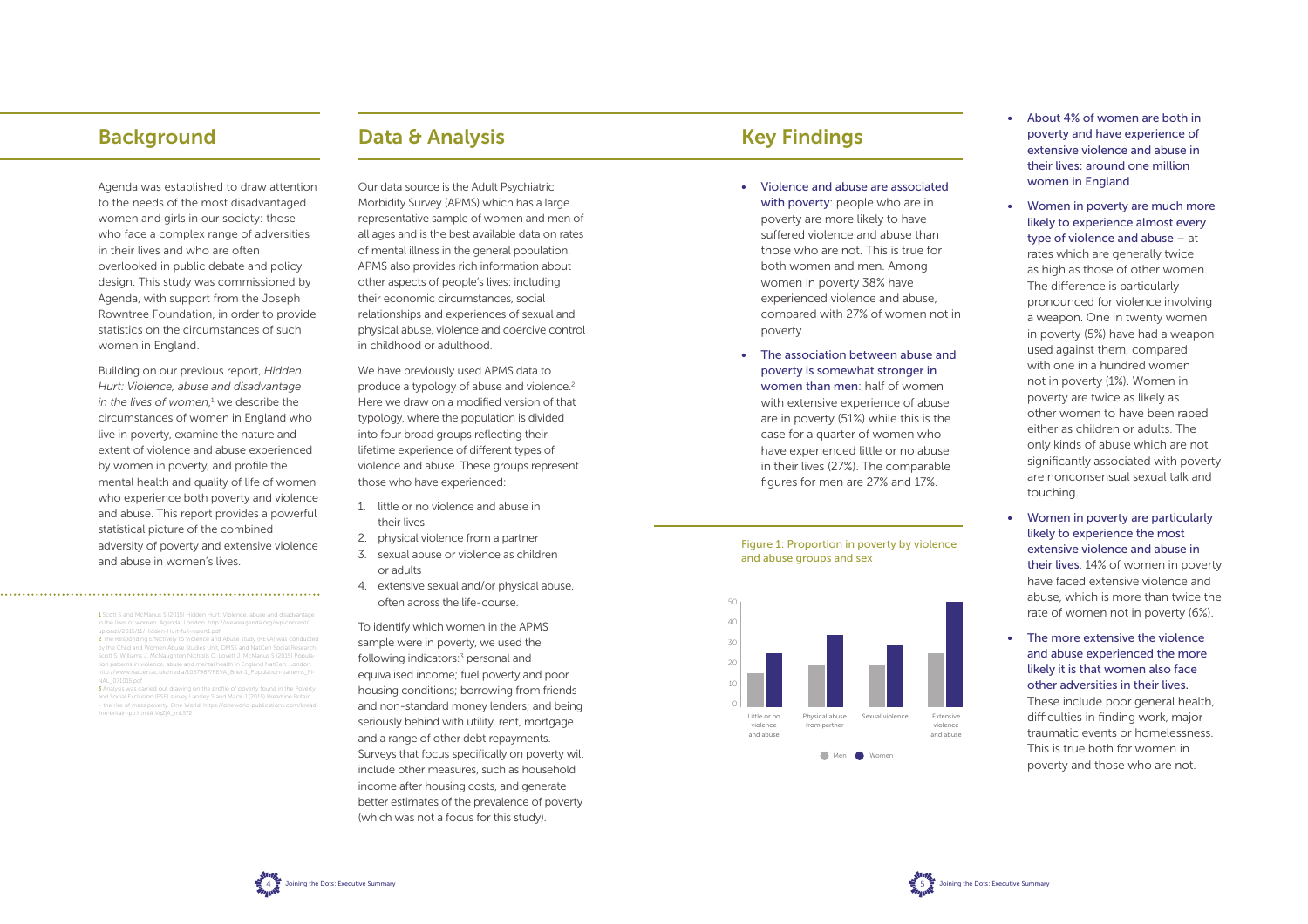## Background

Agenda was established to draw attention to the needs of the most disadvantaged women and girls in our society: those who face a complex range of adversities in their lives and who are often overlooked in public debate and policy design. This study was commissioned by Agenda, with support from the Joseph Rowntree Foundation, in order to provide statistics on the circumstances of such women in England.

Building on our previous report, *Hidden Hurt: Violence, abuse and disadvantage in the lives of women*,[1] we describe the circumstances of women in England who live in poverty, examine the nature and extent of violence and abuse experienced by women in poverty, and profile the mental health and quality of life of women who experience both poverty and violence and abuse. This report provides a powerful statistical picture of the combined adversity of poverty and extensive violence and abuse in women's lives.

1 Scott S and McManus S (2015) Hidden Hurt: Violence, abuse and disadvantage in the lives of women. Agenda: London. http://weareagenda.org/wp-content/uploads/2015/11/Hidden-Hurt-full-report1.pdf

2 The Responding Effectively to Violence and Abuse study (REVA) was conducted by the Child and Women Abuse Studies Unit, DMSS and NatCen Social Research. Scott S, Williams J, McNaughton Nicholls C, Lovett J, McManus S (2015) Population patterns in violence, abuse and mental health in England NatCen: London. http://www.natcen.ac.uk/media/1057987/REVA_Brief-1_Population-patterns_FINAL_071015.pdf

3 Analysis was carried out drawing on the profile of poverty found in the Poverty and Social Exclusion (PSE) survey Lansley S and Mack J (2015) Breadline Britain – the rise of mass poverty. One World. https://oneworld-publications.com/breadline-britain-pb.html#.VqZjA_mLS72

## Data & Analysis

Our data source is the Adult Psychiatric Morbidity Survey (APMS) which has a large representative sample of women and men of all ages and is the best available data on rates of mental illness in the general population. APMS also provides rich information about other aspects of people's lives: including their economic circumstances, social relationships and experiences of sexual and physical abuse, violence and coercive control in childhood or adulthood.

We have previously used APMS data to produce a typology of abuse and violence.[2] Here we draw on a modified version of that typology, where the population is divided into four broad groups reflecting their lifetime experience of different types of violence and abuse. These groups represent those who have experienced:

1. little or no violence and abuse in their lives
2. physical violence from a partner
3. sexual abuse or violence as children or adults
4. extensive sexual and/or physical abuse, often across the life-course.

To identify which women in the APMS sample were in poverty, we used the following indicators:[3] personal and equivalised income; fuel poverty and poor housing conditions; borrowing from friends and non-standard money lenders; and being seriously behind with utility, rent, mortgage and a range of other debt repayments. Surveys that focus specifically on poverty will include other measures, such as household income after housing costs, and generate better estimates of the prevalence of poverty (which was not a focus for this study).

## Key Findings

- **Violence and abuse are associated with poverty**: people who are in poverty are more likely to have suffered violence and abuse than those who are not. This is true for both women and men. Among women in poverty 38% have experienced violence and abuse, compared with 27% of women not in poverty.
- **The association between abuse and poverty is somewhat stronger in women than men**: half of women with extensive experience of abuse are in poverty (51%) while this is the case for a quarter of women who have experienced little or no abuse in their lives (27%). The comparable figures for men are 27% and 17%.

Figure 1: Proportion in poverty by violence and abuse groups and sex

- **About 4% of women are both in poverty and have experience of extensive violence and abuse in their lives: around one million women in England**.
- **Women in poverty are much more likely to experience almost every type of violence and abuse** – at rates which are generally twice as high as those of other women. The difference is particularly pronounced for violence involving a weapon. One in twenty women in poverty (5%) have had a weapon used against them, compared with one in a hundred women not in poverty (1%). Women in poverty are twice as likely as other women to have been raped either as children or adults. The only kinds of abuse which are not significantly associated with poverty are nonconsensual sexual talk and touching.
- **Women in poverty are particularly likely to experience the most extensive violence and abuse in their lives**. 14% of women in poverty have faced extensive violence and abuse, which is more than twice the rate of women not in poverty (6%).
- **The more extensive the violence and abuse experienced the more likely it is that women also face other adversities in their lives.** These include poor general health, difficulties in finding work, major traumatic events or homelessness. This is true both for women in poverty and those who are not.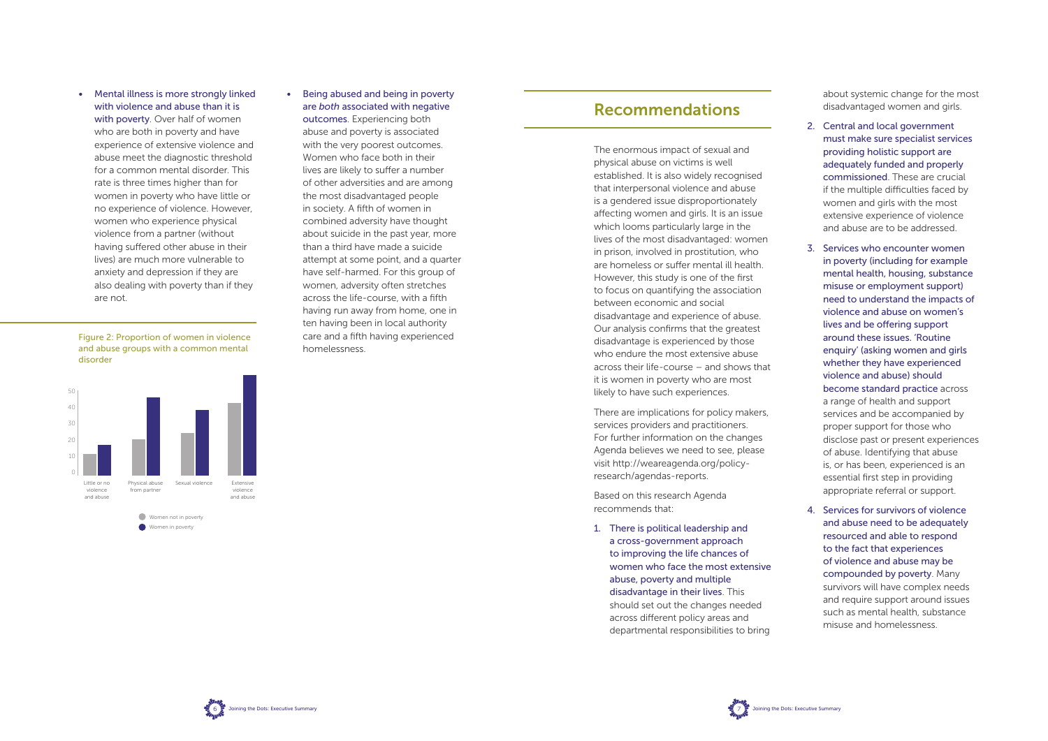- **Mental illness is more strongly linked with violence and abuse than it is with poverty**. Over half of women who are both in poverty and have experience of extensive violence and abuse meet the diagnostic threshold for a common mental disorder. This rate is three times higher than for women in poverty who have little or no experience of violence. However, women who experience physical violence from a partner (without having suffered other abuse in their lives) are much more vulnerable to anxiety and depression if they are also dealing with poverty than if they are not.

Figure 2: Proportion of women in violence and abuse groups with a common mental disorder

- **Being abused and being in poverty are *both* associated with negative outcomes**. Experiencing both abuse and poverty is associated with the very poorest outcomes. Women who face both in their lives are likely to suffer a number of other adversities and are among the most disadvantaged people in society. A fifth of women in combined adversity have thought about suicide in the past year, more than a third have made a suicide attempt at some point, and a quarter have self-harmed. For this group of women, adversity often stretches across the life-course, with a fifth having run away from home, one in ten having been in local authority care and a fifth having experienced homelessness.

## Recommendations

The enormous impact of sexual and physical abuse on victims is well established. It is also widely recognised that interpersonal violence and abuse is a gendered issue disproportionately affecting women and girls. It is an issue which looms particularly large in the lives of the most disadvantaged: women in prison, involved in prostitution, who are homeless or suffer mental ill health. However, this study is one of the first to focus on quantifying the association between economic and social disadvantage and experience of abuse. Our analysis confirms that the greatest disadvantage is experienced by those who endure the most extensive abuse across their life-course – and shows that it is women in poverty who are most likely to have such experiences.

There are implications for policy makers, services providers and practitioners. For further information on the changes Agenda believes we need to see, please visit http://weareagenda.org/policy-research/agendas-reports.

Based on this research Agenda recommends that:

1. **There is political leadership and a cross-government approach to improving the life chances of women who face the most extensive abuse, poverty and multiple disadvantage in their lives**. This should set out the changes needed across different policy areas and departmental responsibilities to bring about systemic change for the most disadvantaged women and girls.
2. **Central and local government must make sure specialist services providing holistic support are adequately funded and properly commissioned**. These are crucial if the multiple difficulties faced by women and girls with the most extensive experience of violence and abuse are to be addressed.
3. **Services who encounter women in poverty (including for example mental health, housing, substance misuse or employment support) need to understand the impacts of violence and abuse on women's lives and be offering support around these issues. 'Routine enquiry' (asking women and girls whether they have experienced violence and abuse) should become standard practice** across a range of health and support services and be accompanied by proper support for those who disclose past or present experiences of abuse. Identifying that abuse is, or has been, experienced is an essential first step in providing appropriate referral or support.
4. **Services for survivors of violence and abuse need to be adequately resourced and able to respond to the fact that experiences of violence and abuse may be compounded by poverty**. Many survivors will have complex needs and require support around issues such as mental health, substance misuse and homelessness.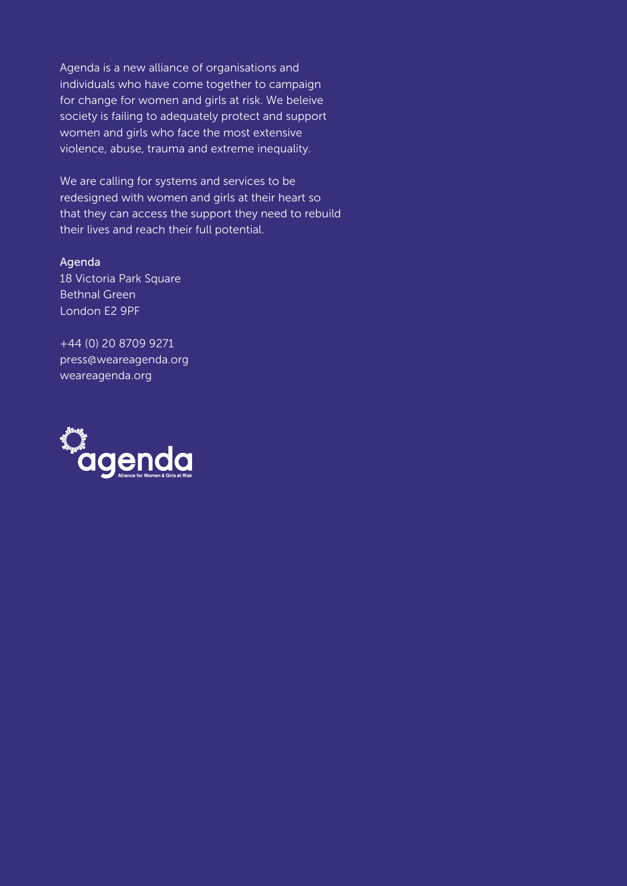Agenda is a new alliance of organisations and individuals who have come together to campaign for change for women and girls at risk. We beleive society is failing to adequately protect and support women and girls who face the most extensive violence, abuse, trauma and extreme inequality.

We are calling for systems and services to be redesigned with women and girls at their heart so that they can access the support they need to rebuild their lives and reach their full potential.

Agenda
18 Victoria Park Square
Bethnal Green
London E2 9PF

+44 (0) 20 8709 9271
press@weareagenda.org
weareagenda.org

agenda
Alliance for Women & Girls at Risk